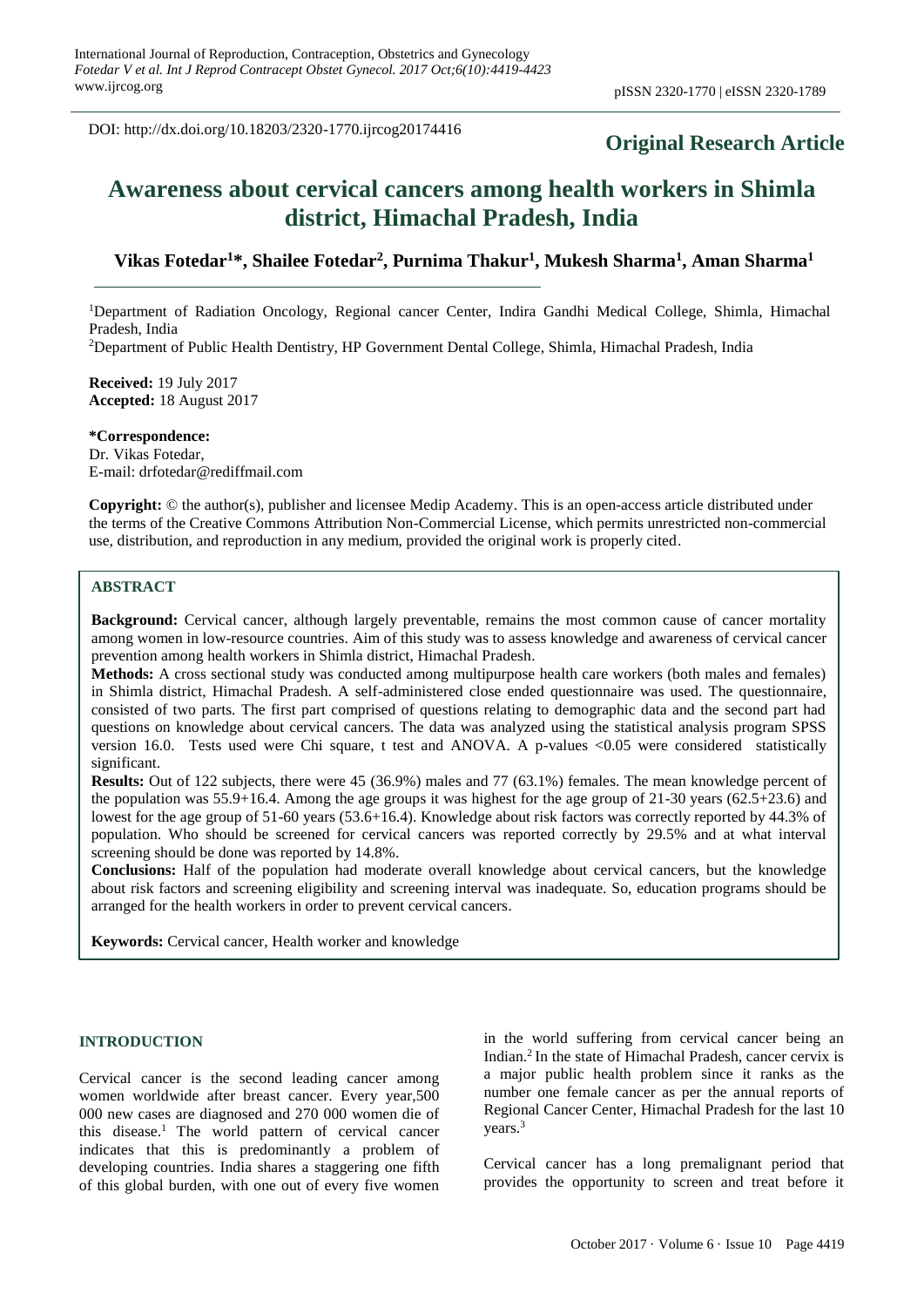DOI: http://dx.doi.org/10.18203/2320-1770.ijrcog20174416

**Original Research Article**

# Awareness about cervical cancers among health workers in Shimla district, Himachal Pradesh, India

**Vikas Fotedar[1]*, Shailee Fotedar[2], Purnima Thakur[1], Mukesh Sharma[1], Aman Sharma[1]**

[1]Department of Radiation Oncology, Regional cancer Center, Indira Gandhi Medical College, Shimla, Himachal Pradesh, India

[2]Department of Public Health Dentistry, HP Government Dental College, Shimla, Himachal Pradesh, India

**Received:** 19 July 2017
**Accepted:** 18 August 2017

**\*Correspondence:**
Dr. Vikas Fotedar,
E-mail: drfotedar@rediffmail.com

**Copyright:** © the author(s), publisher and licensee Medip Academy. This is an open-access article distributed under the terms of the Creative Commons Attribution Non-Commercial License, which permits unrestricted non-commercial use, distribution, and reproduction in any medium, provided the original work is properly cited.

## ABSTRACT

**Background:** Cervical cancer, although largely preventable, remains the most common cause of cancer mortality among women in low-resource countries. Aim of this study was to assess knowledge and awareness of cervical cancer prevention among health workers in Shimla district, Himachal Pradesh.

**Methods:** A cross sectional study was conducted among multipurpose health care workers (both males and females) in Shimla district, Himachal Pradesh. A self-administered close ended questionnaire was used. The questionnaire, consisted of two parts. The first part comprised of questions relating to demographic data and the second part had questions on knowledge about cervical cancers. The data was analyzed using the statistical analysis program SPSS version 16.0. Tests used were Chi square, t test and ANOVA. A p-values <0.05 were considered statistically significant.

**Results:** Out of 122 subjects, there were 45 (36.9%) males and 77 (63.1%) females. The mean knowledge percent of the population was 55.9+16.4. Among the age groups it was highest for the age group of 21-30 years (62.5+23.6) and lowest for the age group of 51-60 years (53.6+16.4). Knowledge about risk factors was correctly reported by 44.3% of population. Who should be screened for cervical cancers was reported correctly by 29.5% and at what interval screening should be done was reported by 14.8%.

**Conclusions:** Half of the population had moderate overall knowledge about cervical cancers, but the knowledge about risk factors and screening eligibility and screening interval was inadequate. So, education programs should be arranged for the health workers in order to prevent cervical cancers.

**Keywords:** Cervical cancer, Health worker and knowledge

## INTRODUCTION

Cervical cancer is the second leading cancer among women worldwide after breast cancer. Every year,500 000 new cases are diagnosed and 270 000 women die of this disease.[1] The world pattern of cervical cancer indicates that this is predominantly a problem of developing countries. India shares a staggering one fifth of this global burden, with one out of every five women in the world suffering from cervical cancer being an Indian.[2] In the state of Himachal Pradesh, cancer cervix is a major public health problem since it ranks as the number one female cancer as per the annual reports of Regional Cancer Center, Himachal Pradesh for the last 10 years.[3]

Cervical cancer has a long premalignant period that provides the opportunity to screen and treat before it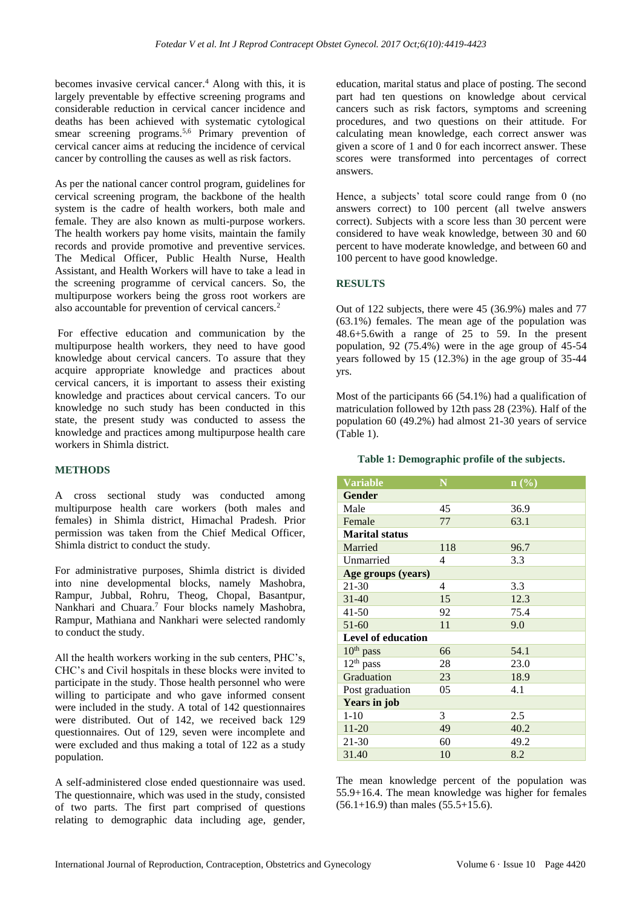becomes invasive cervical cancer.[4] Along with this, it is largely preventable by effective screening programs and considerable reduction in cervical cancer incidence and deaths has been achieved with systematic cytological smear screening programs.[5,6] Primary prevention of cervical cancer aims at reducing the incidence of cervical cancer by controlling the causes as well as risk factors.

As per the national cancer control program, guidelines for cervical screening program, the backbone of the health system is the cadre of health workers, both male and female. They are also known as multi-purpose workers. The health workers pay home visits, maintain the family records and provide promotive and preventive services. The Medical Officer, Public Health Nurse, Health Assistant, and Health Workers will have to take a lead in the screening programme of cervical cancers. So, the multipurpose workers being the gross root workers are also accountable for prevention of cervical cancers.[2]

For effective education and communication by the multipurpose health workers, they need to have good knowledge about cervical cancers. To assure that they acquire appropriate knowledge and practices about cervical cancers, it is important to assess their existing knowledge and practices about cervical cancers. To our knowledge no such study has been conducted in this state, the present study was conducted to assess the knowledge and practices among multipurpose health care workers in Shimla district.

## METHODS

A cross sectional study was conducted among multipurpose health care workers (both males and females) in Shimla district, Himachal Pradesh. Prior permission was taken from the Chief Medical Officer, Shimla district to conduct the study.

For administrative purposes, Shimla district is divided into nine developmental blocks, namely Mashobra, Rampur, Jubbal, Rohru, Theog, Chopal, Basantpur, Nankhari and Chuara.[7] Four blocks namely Mashobra, Rampur, Mathiana and Nankhari were selected randomly to conduct the study.

All the health workers working in the sub centers, PHC's, CHC's and Civil hospitals in these blocks were invited to participate in the study. Those health personnel who were willing to participate and who gave informed consent were included in the study. A total of 142 questionnaires were distributed. Out of 142, we received back 129 questionnaires. Out of 129, seven were incomplete and were excluded and thus making a total of 122 as a study population.

A self-administered close ended questionnaire was used. The questionnaire, which was used in the study, consisted of two parts. The first part comprised of questions relating to demographic data including age, gender, education, marital status and place of posting. The second part had ten questions on knowledge about cervical cancers such as risk factors, symptoms and screening procedures, and two questions on their attitude. For calculating mean knowledge, each correct answer was given a score of 1 and 0 for each incorrect answer. These scores were transformed into percentages of correct answers.

Hence, a subjects' total score could range from 0 (no answers correct) to 100 percent (all twelve answers correct). Subjects with a score less than 30 percent were considered to have weak knowledge, between 30 and 60 percent to have moderate knowledge, and between 60 and 100 percent to have good knowledge.

## RESULTS

Out of 122 subjects, there were 45 (36.9%) males and 77 (63.1%) females. The mean age of the population was 48.6+5.6with a range of 25 to 59. In the present population, 92 (75.4%) were in the age group of 45-54 years followed by 15 (12.3%) in the age group of 35-44 yrs.

Most of the participants 66 (54.1%) had a qualification of matriculation followed by 12th pass 28 (23%). Half of the population 60 (49.2%) had almost 21-30 years of service (Table 1).

**Table 1: Demographic profile of the subjects.**

| Variable | N | n (%) |
|---|---|---|
| **Gender** | | |
| Male | 45 | 36.9 |
| Female | 77 | 63.1 |
| **Marital status** | | |
| Married | 118 | 96.7 |
| Unmarried | 4 | 3.3 |
| **Age groups (years)** | | |
| 21-30 | 4 | 3.3 |
| 31-40 | 15 | 12.3 |
| 41-50 | 92 | 75.4 |
| 51-60 | 11 | 9.0 |
| **Level of education** | | |
| 10th pass | 66 | 54.1 |
| 12th pass | 28 | 23.0 |
| Graduation | 23 | 18.9 |
| Post graduation | 05 | 4.1 |
| **Years in job** | | |
| 1-10 | 3 | 2.5 |
| 11-20 | 49 | 40.2 |
| 21-30 | 60 | 49.2 |
| 31.40 | 10 | 8.2 |

The mean knowledge percent of the population was 55.9+16.4. The mean knowledge was higher for females (56.1+16.9) than males (55.5+15.6).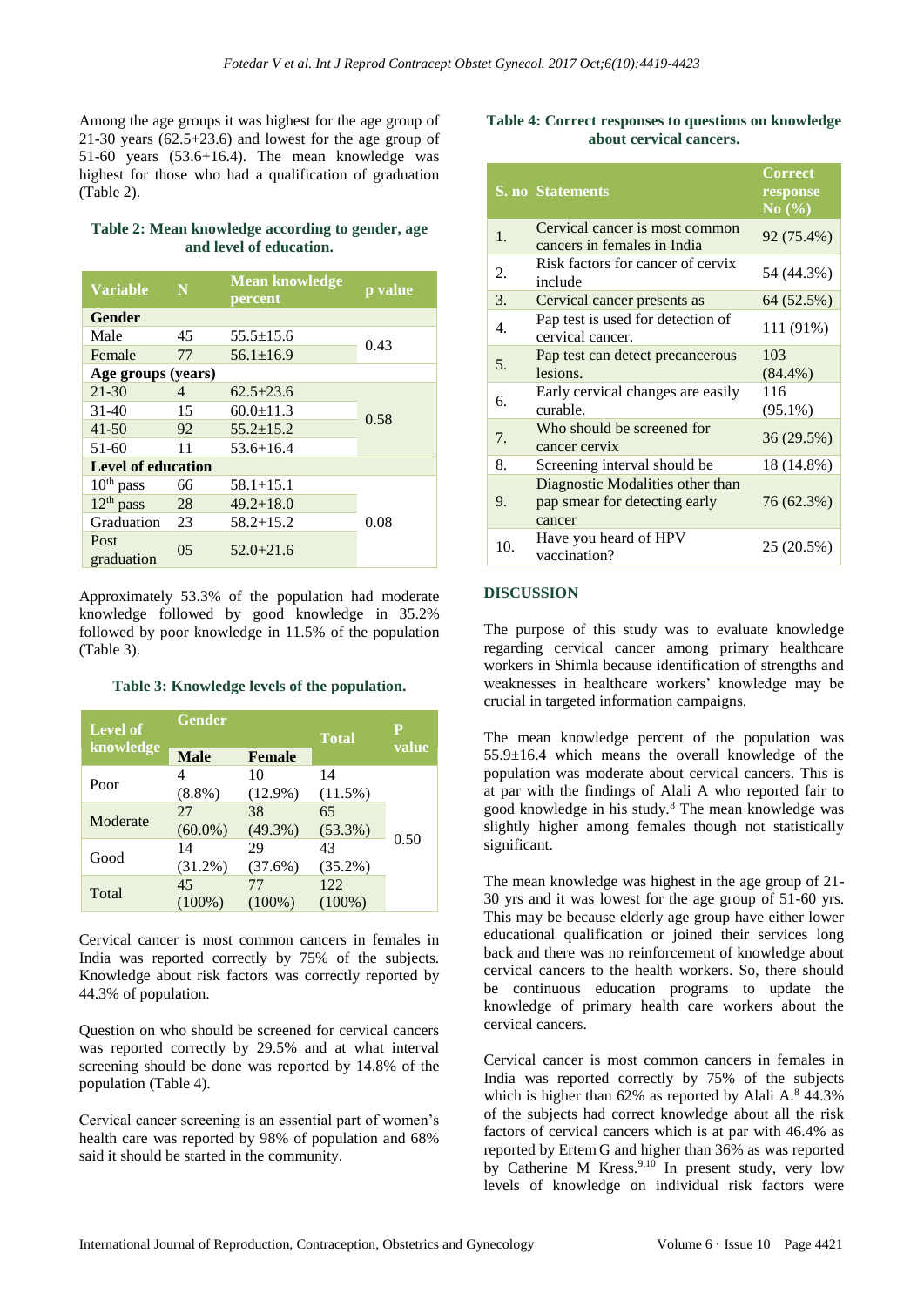Among the age groups it was highest for the age group of 21-30 years (62.5+23.6) and lowest for the age group of 51-60 years (53.6+16.4). The mean knowledge was highest for those who had a qualification of graduation (Table 2).

**Table 2: Mean knowledge according to gender, age and level of education.**

| Variable | N | Mean knowledge percent | p value |
|---|---|---|---|
| **Gender** | | | |
| Male | 45 | 55.5±15.6 | 0.43 |
| Female | 77 | 56.1±16.9 | |
| **Age groups (years)** | | | |
| 21-30 | 4 | 62.5±23.6 | 0.58 |
| 31-40 | 15 | 60.0±11.3 | |
| 41-50 | 92 | 55.2±15.2 | |
| 51-60 | 11 | 53.6+16.4 | |
| **Level of education** | | | |
| $10^{th}$ pass | 66 | 58.1+15.1 | 0.08 |
| $12^{th}$ pass | 28 | 49.2+18.0 | |
| Graduation | 23 | 58.2+15.2 | |
| Post graduation | 05 | 52.0+21.6 | |

Approximately 53.3% of the population had moderate knowledge followed by good knowledge in 35.2% followed by poor knowledge in 11.5% of the population (Table 3).

**Table 3: Knowledge levels of the population.**

| Level of knowledge | Gender | | Total | P value |
|---|---|---|---|---|
| | Male | Female | | |
| Poor | 4 (8.8%) | 10 (12.9%) | 14 (11.5%) | 0.50 |
| Moderate | 27 (60.0%) | 38 (49.3%) | 65 (53.3%) | |
| Good | 14 (31.2%) | 29 (37.6%) | 43 (35.2%) | |
| Total | 45 (100%) | 77 (100%) | 122 (100%) | |

Cervical cancer is most common cancers in females in India was reported correctly by 75% of the subjects. Knowledge about risk factors was correctly reported by 44.3% of population.

Question on who should be screened for cervical cancers was reported correctly by 29.5% and at what interval screening should be done was reported by 14.8% of the population (Table 4).

Cervical cancer screening is an essential part of women's health care was reported by 98% of population and 68% said it should be started in the community.

**Table 4: Correct responses to questions on knowledge about cervical cancers.**

| S. no | Statements | Correct response No (%) |
|---|---|---|
| 1. | Cervical cancer is most common cancers in females in India | 92 (75.4%) |
| 2. | Risk factors for cancer of cervix include | 54 (44.3%) |
| 3. | Cervical cancer presents as | 64 (52.5%) |
| 4. | Pap test is used for detection of cervical cancer. | 111 (91%) |
| 5. | Pap test can detect precancerous lesions. | 103 (84.4%) |
| 6. | Early cervical changes are easily curable. | 116 (95.1%) |
| 7. | Who should be screened for cancer cervix | 36 (29.5%) |
| 8. | Screening interval should be | 18 (14.8%) |
| 9. | Diagnostic Modalities other than pap smear for detecting early cancer | 76 (62.3%) |
| 10. | Have you heard of HPV vaccination? | 25 (20.5%) |

## DISCUSSION

The purpose of this study was to evaluate knowledge regarding cervical cancer among primary healthcare workers in Shimla because identification of strengths and weaknesses in healthcare workers' knowledge may be crucial in targeted information campaigns.

The mean knowledge percent of the population was 55.9±16.4 which means the overall knowledge of the population was moderate about cervical cancers. This is at par with the findings of Alali A who reported fair to good knowledge in his study.[8] The mean knowledge was slightly higher among females though not statistically significant.

The mean knowledge was highest in the age group of 21-30 yrs and it was lowest for the age group of 51-60 yrs. This may be because elderly age group have either lower educational qualification or joined their services long back and there was no reinforcement of knowledge about cervical cancers to the health workers. So, there should be continuous education programs to update the knowledge of primary health care workers about the cervical cancers.

Cervical cancer is most common cancers in females in India was reported correctly by 75% of the subjects which is higher than 62% as reported by Alali A.[8] 44.3% of the subjects had correct knowledge about all the risk factors of cervical cancers which is at par with 46.4% as reported by Ertem G and higher than 36% as was reported by Catherine M Kress.[9,10] In present study, very low levels of knowledge on individual risk factors were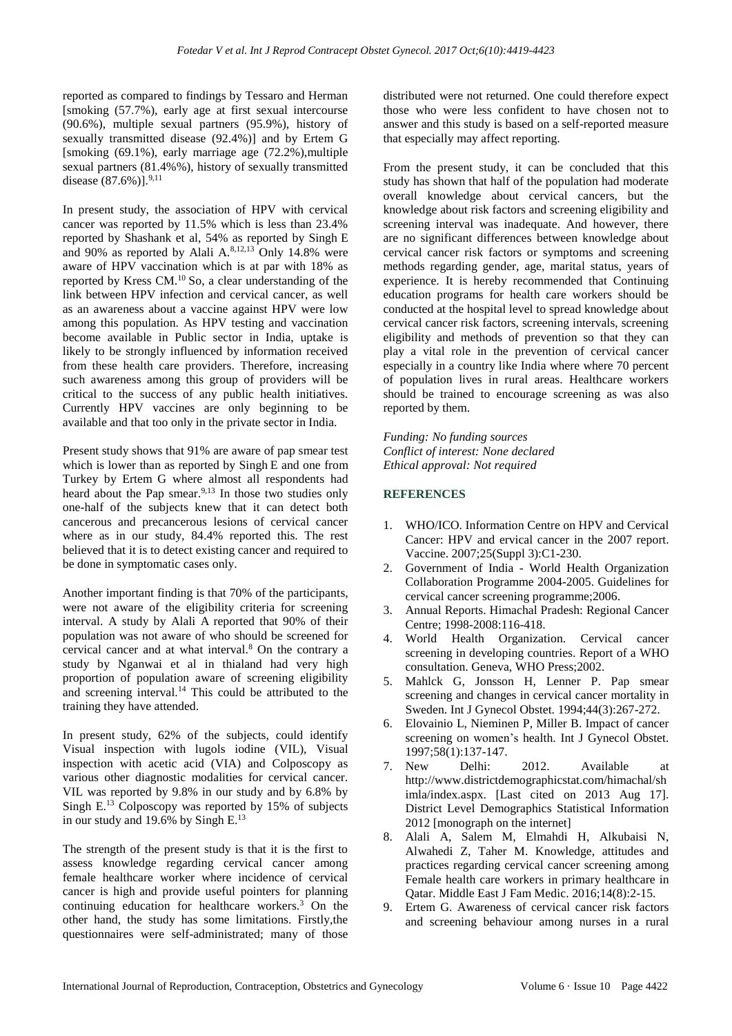reported as compared to findings by Tessaro and Herman [smoking (57.7%), early age at first sexual intercourse (90.6%), multiple sexual partners (95.9%), history of sexually transmitted disease (92.4%)] and by Ertem G [smoking (69.1%), early marriage age (72.2%),multiple sexual partners (81.4%%), history of sexually transmitted disease (87.6%)].[9,11]

In present study, the association of HPV with cervical cancer was reported by 11.5% which is less than 23.4% reported by Shashank et al, 54% as reported by Singh E and 90% as reported by Alali A.[8,12,13] Only 14.8% were aware of HPV vaccination which is at par with 18% as reported by Kress CM.[10] So, a clear understanding of the link between HPV infection and cervical cancer, as well as an awareness about a vaccine against HPV were low among this population. As HPV testing and vaccination become available in Public sector in India, uptake is likely to be strongly influenced by information received from these health care providers. Therefore, increasing such awareness among this group of providers will be critical to the success of any public health initiatives. Currently HPV vaccines are only beginning to be available and that too only in the private sector in India.

Present study shows that 91% are aware of pap smear test which is lower than as reported by Singh E and one from Turkey by Ertem G where almost all respondents had heard about the Pap smear.[9,13] In those two studies only one-half of the subjects knew that it can detect both cancerous and precancerous lesions of cervical cancer where as in our study, 84.4% reported this. The rest believed that it is to detect existing cancer and required to be done in symptomatic cases only.

Another important finding is that 70% of the participants, were not aware of the eligibility criteria for screening interval. A study by Alali A reported that 90% of their population was not aware of who should be screened for cervical cancer and at what interval.[8] On the contrary a study by Nganwai et al in thialand had very high proportion of population aware of screening eligibility and screening interval.[14] This could be attributed to the training they have attended.

In present study, 62% of the subjects, could identify Visual inspection with lugols iodine (VIL), Visual inspection with acetic acid (VIA) and Colposcopy as various other diagnostic modalities for cervical cancer. VIL was reported by 9.8% in our study and by 6.8% by Singh E.[13] Colposcopy was reported by 15% of subjects in our study and 19.6% by Singh E.[13]

The strength of the present study is that it is the first to assess knowledge regarding cervical cancer among female healthcare worker where incidence of cervical cancer is high and provide useful pointers for planning continuing education for healthcare workers.[3] On the other hand, the study has some limitations. Firstly,the questionnaires were self-administrated; many of those distributed were not returned. One could therefore expect those who were less confident to have chosen not to answer and this study is based on a self-reported measure that especially may affect reporting.

From the present study, it can be concluded that this study has shown that half of the population had moderate overall knowledge about cervical cancers, but the knowledge about risk factors and screening eligibility and screening interval was inadequate. And however, there are no significant differences between knowledge about cervical cancer risk factors or symptoms and screening methods regarding gender, age, marital status, years of experience. It is hereby recommended that Continuing education programs for health care workers should be conducted at the hospital level to spread knowledge about cervical cancer risk factors, screening intervals, screening eligibility and methods of prevention so that they can play a vital role in the prevention of cervical cancer especially in a country like India where where 70 percent of population lives in rural areas. Healthcare workers should be trained to encourage screening as was also reported by them.

*Funding: No funding sources*
*Conflict of interest: None declared*
*Ethical approval: Not required*

## REFERENCES

1. WHO/ICO. Information Centre on HPV and Cervical Cancer: HPV and ervical cancer in the 2007 report. Vaccine. 2007;25(Suppl 3):C1-230.
2. Government of India - World Health Organization Collaboration Programme 2004-2005. Guidelines for cervical cancer screening programme;2006.
3. Annual Reports. Himachal Pradesh: Regional Cancer Centre; 1998-2008:116-418.
4. World Health Organization. Cervical cancer screening in developing countries. Report of a WHO consultation. Geneva, WHO Press;2002.
5. Mahlck G, Jonsson H, Lenner P. Pap smear screening and changes in cervical cancer mortality in Sweden. Int J Gynecol Obstet. 1994;44(3):267-272.
6. Elovainio L, Nieminen P, Miller B. Impact of cancer screening on women's health. Int J Gynecol Obstet. 1997;58(1):137-147.
7. New Delhi: 2012. Available at http://www.districtdemographicstat.com/himachal/shimla/index.aspx. [Last cited on 2013 Aug 17]. District Level Demographics Statistical Information 2012 [monograph on the internet]
8. Alali A, Salem M, Elmahdi H, Alkubaisi N, Alwahedi Z, Taher M. Knowledge, attitudes and practices regarding cervical cancer screening among Female health care workers in primary healthcare in Qatar. Middle East J Fam Medic. 2016;14(8):2-15.
9. Ertem G. Awareness of cervical cancer risk factors and screening behaviour among nurses in a rural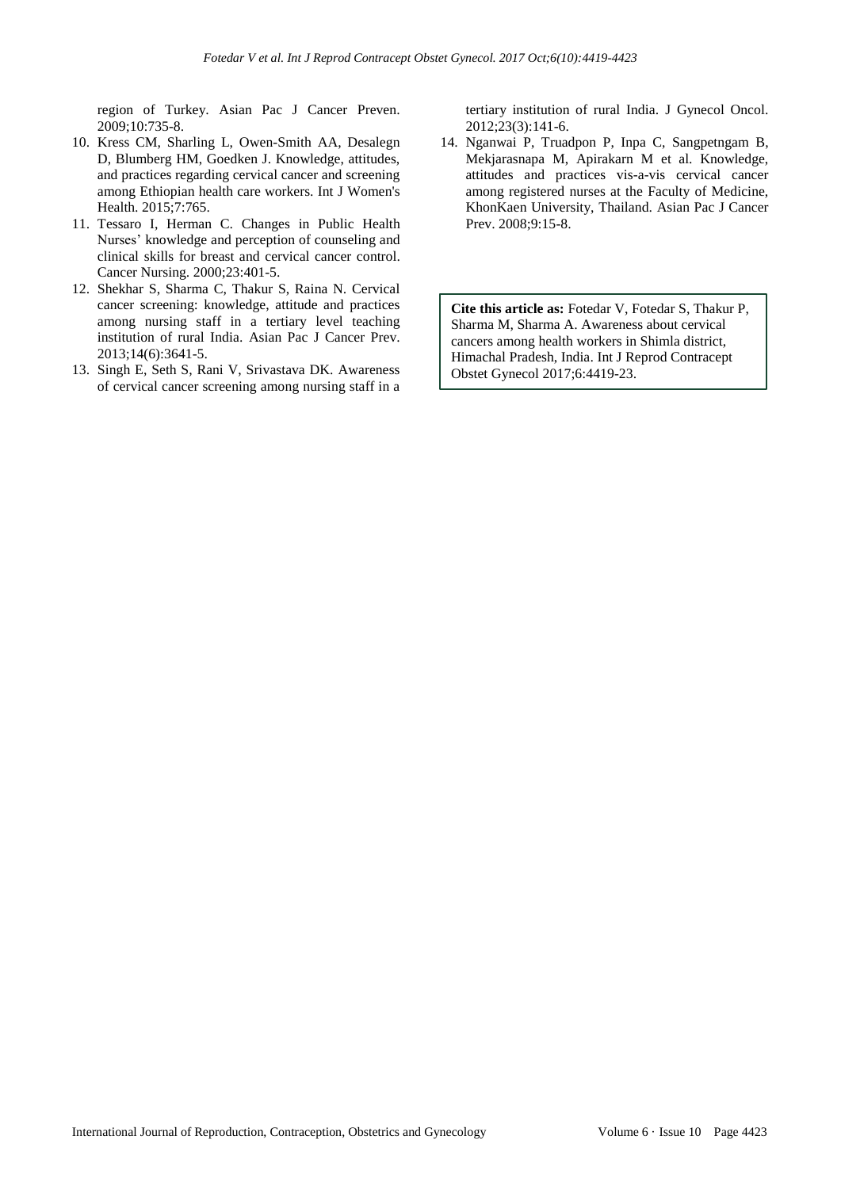region of Turkey. Asian Pac J Cancer Preven. 2009;10:735-8.

10. Kress CM, Sharling L, Owen-Smith AA, Desalegn D, Blumberg HM, Goedken J. Knowledge, attitudes, and practices regarding cervical cancer and screening among Ethiopian health care workers. Int J Women's Health. 2015;7:765.
11. Tessaro I, Herman C. Changes in Public Health Nurses' knowledge and perception of counseling and clinical skills for breast and cervical cancer control. Cancer Nursing. 2000;23:401-5.
12. Shekhar S, Sharma C, Thakur S, Raina N. Cervical cancer screening: knowledge, attitude and practices among nursing staff in a tertiary level teaching institution of rural India. Asian Pac J Cancer Prev. 2013;14(6):3641-5.
13. Singh E, Seth S, Rani V, Srivastava DK. Awareness of cervical cancer screening among nursing staff in a tertiary institution of rural India. J Gynecol Oncol. 2012;23(3):141-6.
14. Nganwai P, Truadpon P, Inpa C, Sangpetngam B, Mekjarasnapa M, Apirakarn M et al. Knowledge, attitudes and practices vis-a-vis cervical cancer among registered nurses at the Faculty of Medicine, KhonKaen University, Thailand. Asian Pac J Cancer Prev. 2008;9:15-8.

**Cite this article as:** Fotedar V, Fotedar S, Thakur P, Sharma M, Sharma A. Awareness about cervical cancers among health workers in Shimla district, Himachal Pradesh, India. Int J Reprod Contracept Obstet Gynecol 2017;6:4419-23.